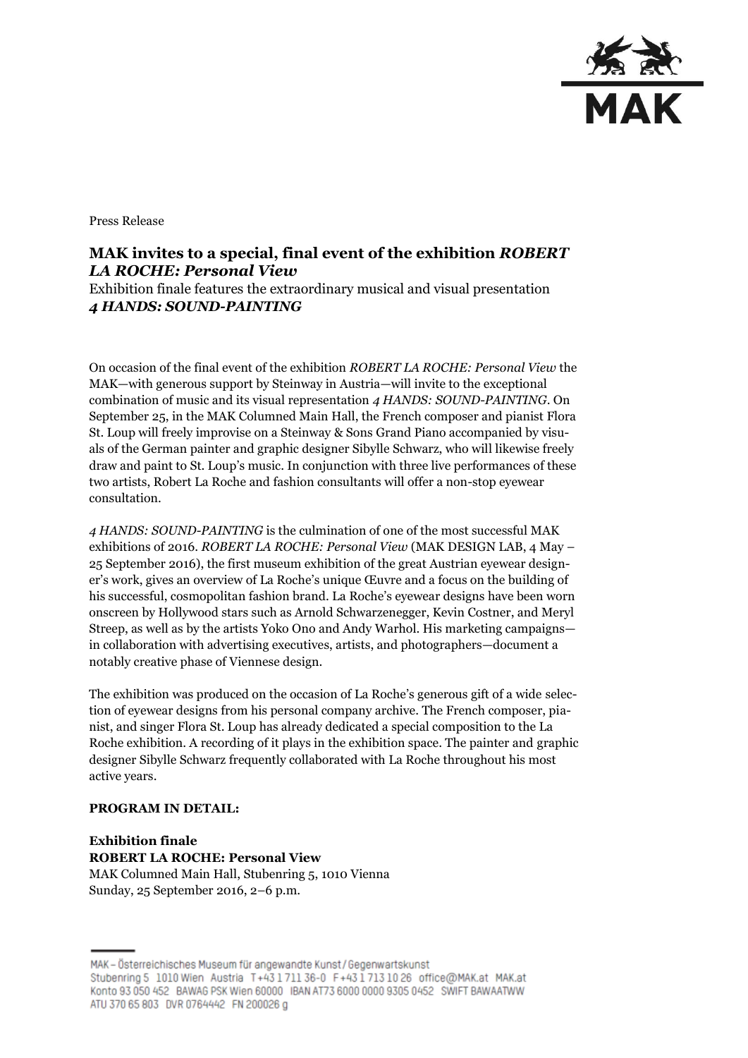Press Release

# MAK invites to a special, final event of the exhibition *ROBERT LA ROCHE: Personal View*

Exhibition finale features the extraordinary musical and visual presentation ***4 HANDS: SOUND-PAINTING***

On occasion of the final event of the exhibition *ROBERT LA ROCHE: Personal View* the MAK—with generous support by Steinway in Austria—will invite to the exceptional combination of music and its visual representation *4 HANDS: SOUND-PAINTING*. On September 25, in the MAK Columned Main Hall, the French composer and pianist Flora St. Loup will freely improvise on a Steinway & Sons Grand Piano accompanied by visuals of the German painter and graphic designer Sibylle Schwarz, who will likewise freely draw and paint to St. Loup's music. In conjunction with three live performances of these two artists, Robert La Roche and fashion consultants will offer a non-stop eyewear consultation.

*4 HANDS: SOUND-PAINTING* is the culmination of one of the most successful MAK exhibitions of 2016. *ROBERT LA ROCHE: Personal View* (MAK DESIGN LAB, 4 May – 25 September 2016), the first museum exhibition of the great Austrian eyewear designer's work, gives an overview of La Roche's unique Œuvre and a focus on the building of his successful, cosmopolitan fashion brand. La Roche's eyewear designs have been worn onscreen by Hollywood stars such as Arnold Schwarzenegger, Kevin Costner, and Meryl Streep, as well as by the artists Yoko Ono and Andy Warhol. His marketing campaigns—in collaboration with advertising executives, artists, and photographers—document a notably creative phase of Viennese design.

The exhibition was produced on the occasion of La Roche's generous gift of a wide selection of eyewear designs from his personal company archive. The French composer, pianist, and singer Flora St. Loup has already dedicated a special composition to the La Roche exhibition. A recording of it plays in the exhibition space. The painter and graphic designer Sibylle Schwarz frequently collaborated with La Roche throughout his most active years.

**PROGRAM IN DETAIL:**

**Exhibition finale**
**ROBERT LA ROCHE: Personal View**
MAK Columned Main Hall, Stubenring 5, 1010 Vienna
Sunday, 25 September 2016, 2–6 p.m.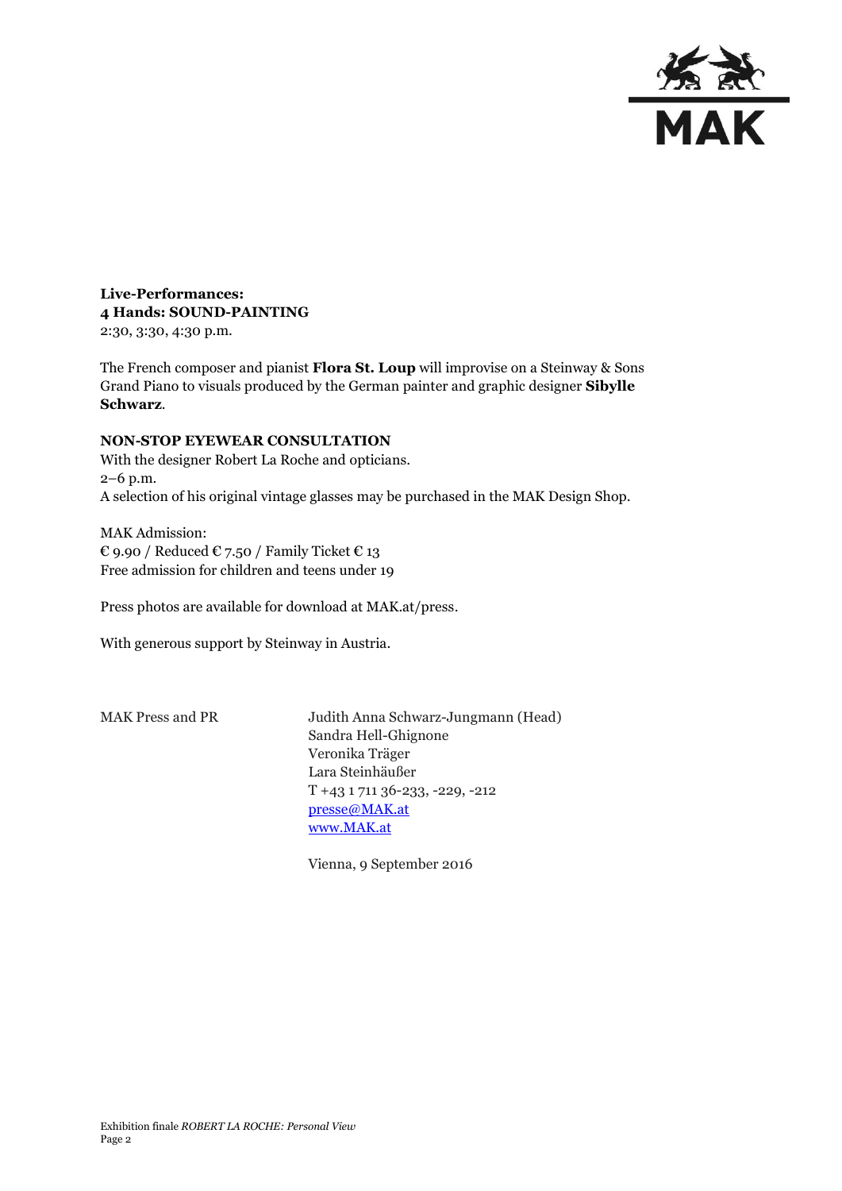**Live-Performances:**
**4 Hands: SOUND-PAINTING**
2:30, 3:30, 4:30 p.m.

The French composer and pianist **Flora St. Loup** will improvise on a Steinway & Sons Grand Piano to visuals produced by the German painter and graphic designer **Sibylle Schwarz**.

**NON-STOP EYEWEAR CONSULTATION**
With the designer Robert La Roche and opticians.
2–6 p.m.
A selection of his original vintage glasses may be purchased in the MAK Design Shop.

MAK Admission:
€ 9.90 / Reduced € 7.50 / Family Ticket € 13
Free admission for children and teens under 19

Press photos are available for download at MAK.at/press.

With generous support by Steinway in Austria.

MAK Press and PR

Judith Anna Schwarz-Jungmann (Head)
Sandra Hell-Ghignone
Veronika Träger
Lara Steinhäußer
T +43 1 711 36-233, -229, -212
presse@MAK.at
www.MAK.at

Vienna, 9 September 2016